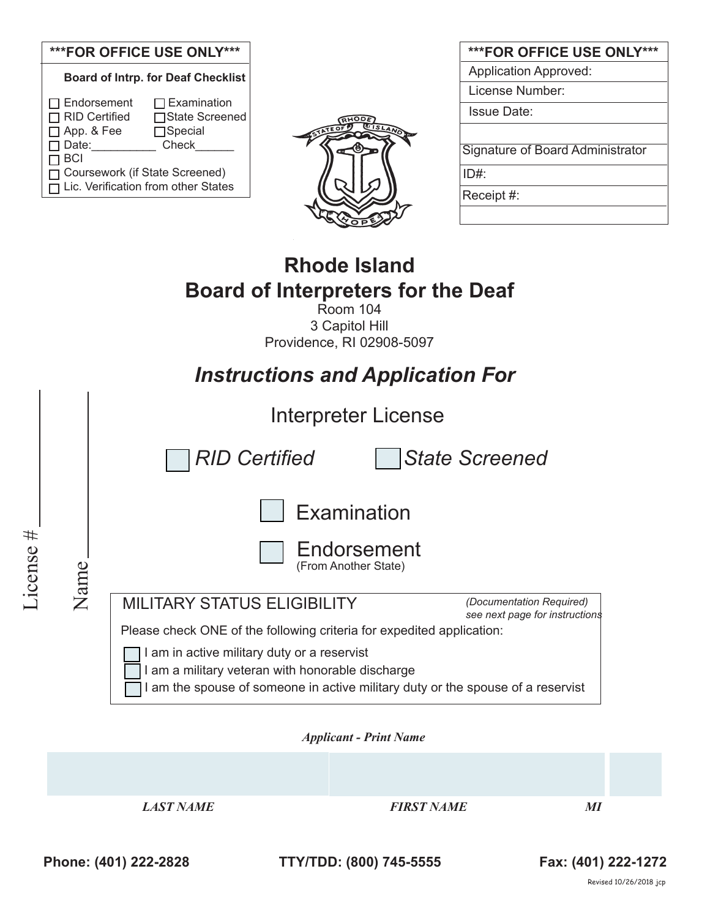| ***FOR OFFICE USE ONLY*** | |
|---|---|
| **Board of Intrp. for Deaf Checklist** | |
| ☐ Endorsement | ☐ Examination |
| ☐ RID Certified | ☐ State Screened |
| ☐ App. & Fee | ☐ Special |
| ☐ Date:__________ | Check______ |
| ☐ BCI | |
| ☐ Coursework (if State Screened) | |
| ☐ Lic. Verification from other States | |

| ***FOR OFFICE USE ONLY*** |
|---|
| Application Approved: |
| License Number: |
| Issue Date: |
| |
| Signature of Board Administrator |
| ID#: |
| Receipt #: |
| |

# Rhode Island
# Board of Interpreters for the Deaf

Room 104
3 Capitol Hill
Providence, RI 02908-5097

## *Instructions and Application For*

Interpreter License

☐ *RID Certified* ☐ *State Screened*

☐ Examination

☐ Endorsement
(From Another State)

License # ____________

Name ____________

**MILITARY STATUS ELIGIBILITY** *(Documentation Required) see next page for instructions*

Please check ONE of the following criteria for expedited application:

☐ I am in active military duty or a reservist
☐ I am a military veteran with honorable discharge
☐ I am the spouse of someone in active military duty or the spouse of a reservist

***Applicant - Print Name***

| | | |
|---|---|---|
| ***LAST NAME*** | ***FIRST NAME*** | ***MI*** |

**Phone: (401) 222-2828** **TTY/TDD: (800) 745-5555** **Fax: (401) 222-1272**

Revised 10/26/2018 jcp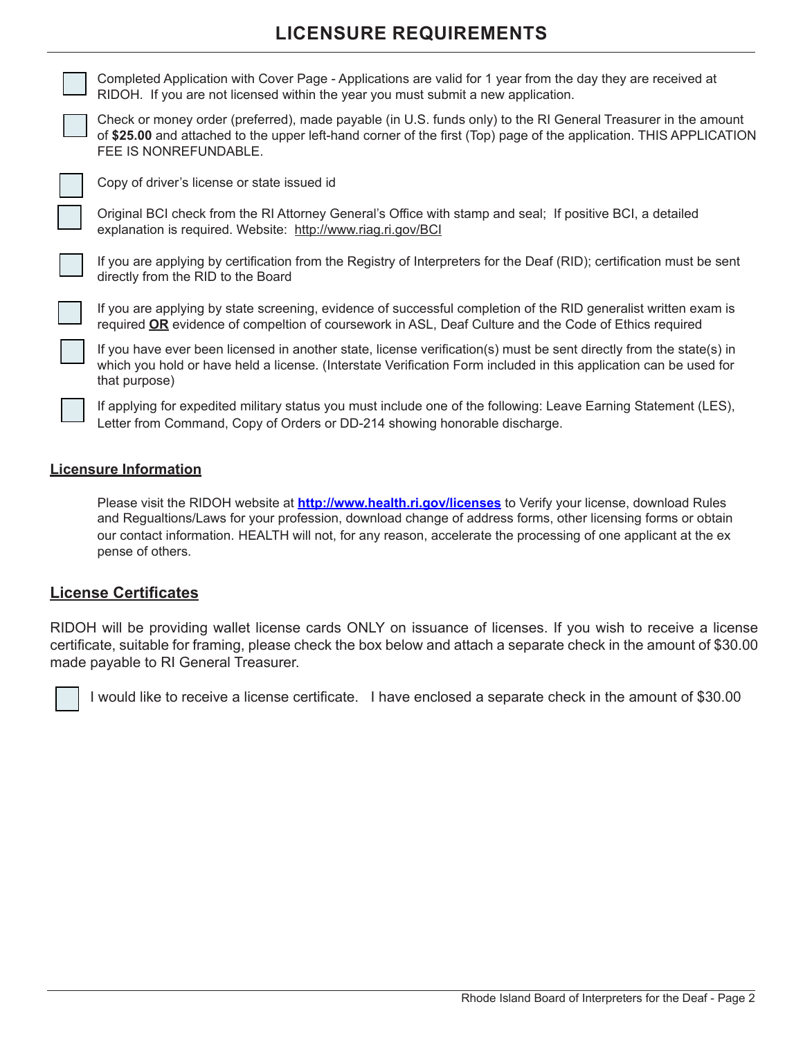# LICENSURE REQUIREMENTS

- [ ] Completed Application with Cover Page - Applications are valid for 1 year from the day they are received at RIDOH. If you are not licensed within the year you must submit a new application.
- [ ] Check or money order (preferred), made payable (in U.S. funds only) to the RI General Treasurer in the amount of **$25.00** and attached to the upper left-hand corner of the first (Top) page of the application. THIS APPLICATION FEE IS NONREFUNDABLE.
- [ ] Copy of driver's license or state issued id
- [ ] Original BCI check from the RI Attorney General's Office with stamp and seal; If positive BCI, a detailed explanation is required. Website: http://www.riag.ri.gov/BCI
- [ ] If you are applying by certification from the Registry of Interpreters for the Deaf (RID); certification must be sent directly from the RID to the Board
- [ ] If you are applying by state screening, evidence of successful completion of the RID generalist written exam is required **OR** evidence of compeltion of coursework in ASL, Deaf Culture and the Code of Ethics required
- [ ] If you have ever been licensed in another state, license verification(s) must be sent directly from the state(s) in which you hold or have held a license. (Interstate Verification Form included in this application can be used for that purpose)
- [ ] If applying for expedited military status you must include one of the following: Leave Earning Statement (LES), Letter from Command, Copy of Orders or DD-214 showing honorable discharge.

## Licensure Information

Please visit the RIDOH website at **http://www.health.ri.gov/licenses** to Verify your license, download Rules and Regualtions/Laws for your profession, download change of address forms, other licensing forms or obtain our contact information. HEALTH will not, for any reason, accelerate the processing of one applicant at the expense of others.

## License Certificates

RIDOH will be providing wallet license cards ONLY on issuance of licenses. If you wish to receive a license certificate, suitable for framing, please check the box below and attach a separate check in the amount of $30.00 made payable to RI General Treasurer.

- [ ] I would like to receive a license certificate. I have enclosed a separate check in the amount of $30.00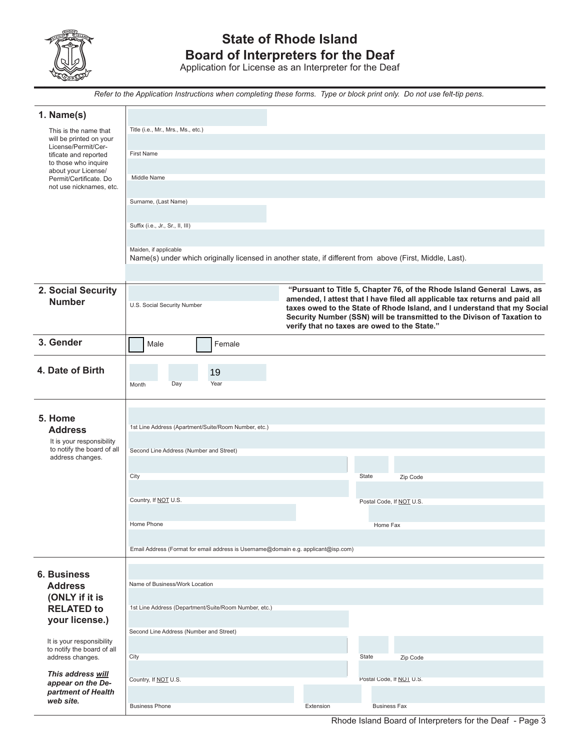# State of Rhode Island
# Board of Interpreters for the Deaf

Application for License as an Interpreter for the Deaf

*Refer to the Application Instructions when completing these forms. Type or block print only. Do not use felt-tip pens.*

## 1. Name(s)

This is the name that will be printed on your License/Permit/Certificate and reported to those who inquire about your License/Permit/Certificate. Do not use nicknames, etc.

Title (i.e., Mr., Mrs., Ms., etc.)

First Name

Middle Name

Surname, (Last Name)

Suffix (i.e., Jr., Sr., II, III)

Maiden, if applicable

Name(s) under which originally licensed in another state, if different from above (First, Middle, Last).

## 2. Social Security Number

U.S. Social Security Number

**"Pursuant to Title 5, Chapter 76, of the Rhode Island General Laws, as amended, I attest that I have filed all applicable tax returns and paid all taxes owed to the State of Rhode Island, and I understand that my Social Security Number (SSN) will be transmitted to the Divison of Taxation to verify that no taxes are owed to the State."**

## 3. Gender

☐ Male ☐ Female

## 4. Date of Birth

Month Day Year 19

## 5. Home Address

It is your responsibility to notify the board of all address changes.

1st Line Address (Apartment/Suite/Room Number, etc.)

Second Line Address (Number and Street)

City State Zip Code

Country, If NOT U.S. Postal Code, If NOT U.S.

Home Phone Home Fax

Email Address (Format for email address is Username@domain e.g. applicant@isp.com)

## 6. Business Address (ONLY if it is RELATED to your license.)

It is your responsibility to notify the board of all address changes.

***This address will appear on the Department of Health web site.***

Name of Business/Work Location

1st Line Address (Department/Suite/Room Number, etc.)

Second Line Address (Number and Street)

City State Zip Code

Country, If NOT U.S. Postal Code, If NOT U.S.

Business Phone Extension Business Fax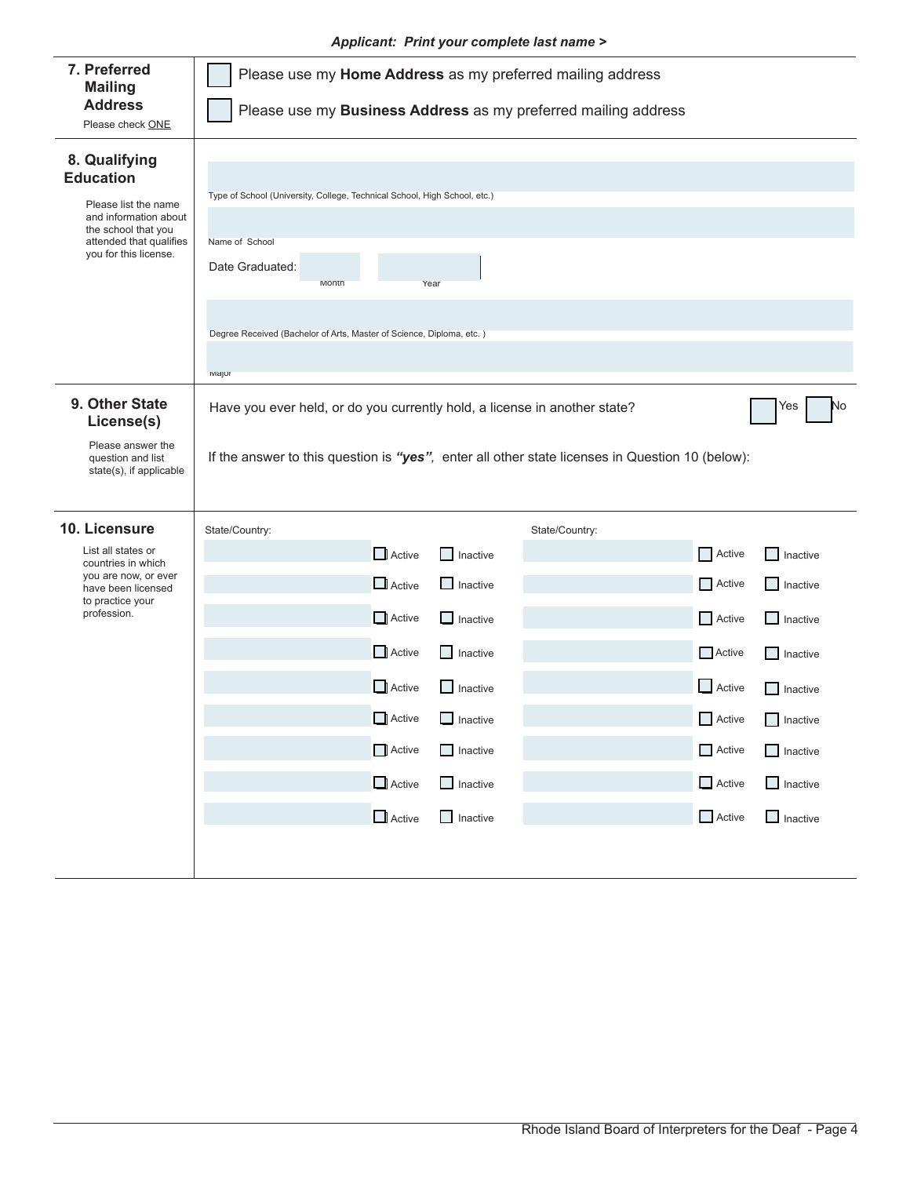***Applicant: Print your complete last name >***

## 7. Preferred Mailing Address

Please check ONE

☐ Please use my **Home Address** as my preferred mailing address

☐ Please use my **Business Address** as my preferred mailing address

## 8. Qualifying Education

Please list the name and information about the school that you attended that qualifies you for this license.

Type of School (University, College, Technical School, High School, etc.)

Name of School

Date Graduated: Month Year

Degree Received (Bachelor of Arts, Master of Science, Diploma, etc. )

Major

## 9. Other State License(s)

Please answer the question and list state(s), if applicable

Have you ever held, or do you currently hold, a license in another state? ☐ Yes ☐ No

If the answer to this question is ***"yes"***, enter all other state licenses in Question 10 (below):

## 10. Licensure

List all states or countries in which you are now, or ever have been licensed to practice your profession.

| State/Country: | | | State/Country: | | |
|---|---|---|---|---|---|
| | ☐ Active | ☐ Inactive | | ☐ Active | ☐ Inactive |
| | ☐ Active | ☐ Inactive | | ☐ Active | ☐ Inactive |
| | ☐ Active | ☐ Inactive | | ☐ Active | ☐ Inactive |
| | ☐ Active | ☐ Inactive | | ☐ Active | ☐ Inactive |
| | ☐ Active | ☐ Inactive | | ☐ Active | ☐ Inactive |
| | ☐ Active | ☐ Inactive | | ☐ Active | ☐ Inactive |
| | ☐ Active | ☐ Inactive | | ☐ Active | ☐ Inactive |
| | ☐ Active | ☐ Inactive | | ☐ Active | ☐ Inactive |
| | ☐ Active | ☐ Inactive | | ☐ Active | ☐ Inactive |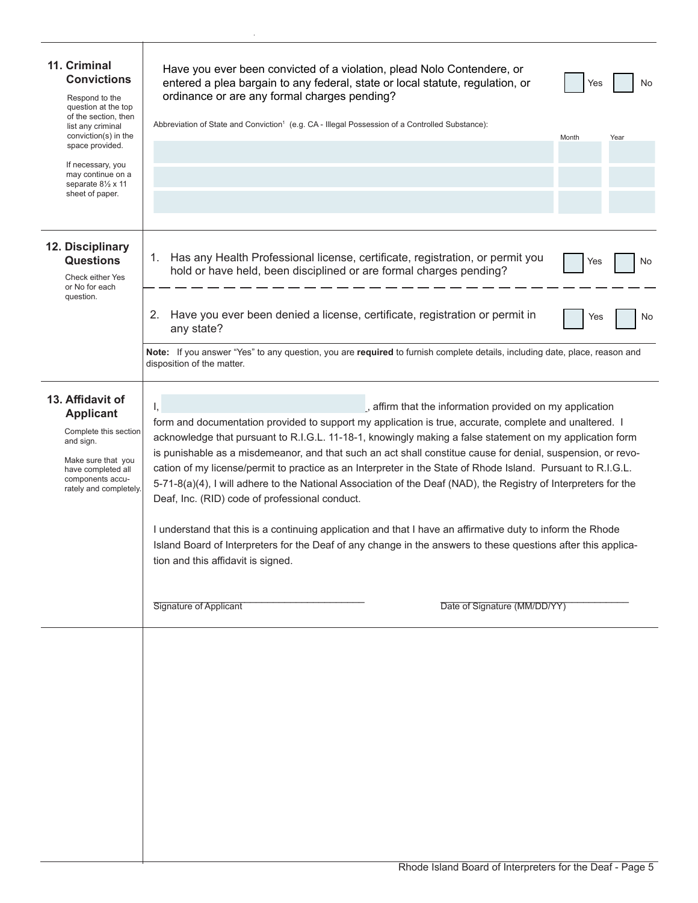## 11. Criminal Convictions

Respond to the question at the top of the section, then list any criminal conviction(s) in the space provided.

If necessary, you may continue on a separate 8½ x 11 sheet of paper.

Have you ever been convicted of a violation, plead Nolo Contendere, or entered a plea bargain to any federal, state or local statute, regulation, or ordinance or are any formal charges pending? ☐ Yes ☐ No

Abbreviation of State and Conviction[1] (e.g. CA - Illegal Possession of a Controlled Substance):

| Abbreviation of State and Conviction | Month | Year |
| --- | --- | --- |
| | | |
| | | |
| | | |

## 12. Disciplinary Questions

Check either Yes or No for each question.

1. Has any Health Professional license, certificate, registration, or permit you hold or have held, been disciplined or are formal charges pending? ☐ Yes ☐ No

2. Have you ever been denied a license, certificate, registration or permit in any state? ☐ Yes ☐ No

**Note:** If you answer "Yes" to any question, you are **required** to furnish complete details, including date, place, reason and disposition of the matter.

## 13. Affidavit of Applicant

Complete this section and sign.

Make sure that you have completed all components accurately and completely.

I, \_\_\_\_\_\_\_\_\_\_\_\_\_\_\_\_\_\_\_\_, affirm that the information provided on my application form and documentation provided to support my application is true, accurate, complete and unaltered. I acknowledge that pursuant to R.I.G.L. 11-18-1, knowingly making a false statement on my application form is punishable as a misdemeanor, and that such an act shall constitue cause for denial, suspension, or revocation of my license/permit to practice as an Interpreter in the State of Rhode Island. Pursuant to R.I.G.L. 5-71-8(a)(4), I will adhere to the National Association of the Deaf (NAD), the Registry of Interpreters for the Deaf, Inc. (RID) code of professional conduct.

I understand that this is a continuing application and that I have an affirmative duty to inform the Rhode Island Board of Interpreters for the Deaf of any change in the answers to these questions after this application and this affidavit is signed.

\_\_\_\_\_\_\_\_\_\_\_\_\_\_\_\_\_\_\_\_\_\_\_\_\_\_\_\_\_\_
Signature of Applicant

\_\_\_\_\_\_\_\_\_\_\_\_\_\_\_\_\_\_\_\_\_\_\_\_\_\_\_\_\_\_
Date of Signature (MM/DD/YY)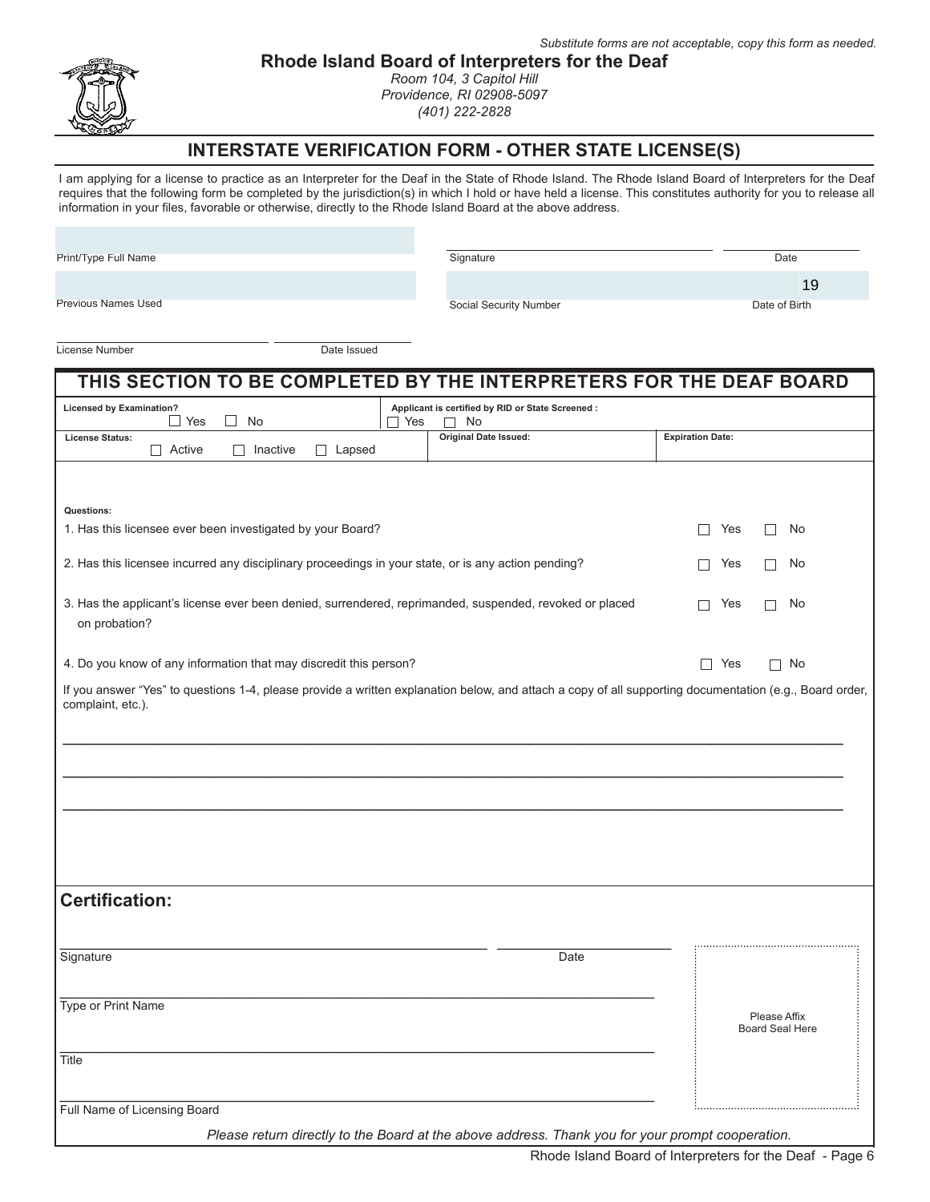*Substitute forms are not acceptable, copy this form as needed.*

**Rhode Island Board of Interpreters for the Deaf**

*Room 104, 3 Capitol Hill*
*Providence, RI 02908-5097*
*(401) 222-2828*

## INTERSTATE VERIFICATION FORM - OTHER STATE LICENSE(S)

I am applying for a license to practice as an Interpreter for the Deaf in the State of Rhode Island. The Rhode Island Board of Interpreters for the Deaf requires that the following form be completed by the jurisdiction(s) in which I hold or have held a license. This constitutes authority for you to release all information in your files, favorable or otherwise, directly to the Rhode Island Board at the above address.

Print/Type Full Name ____________________ Signature ____________________ Date ____________

Previous Names Used ____________________ Social Security Number ____________________ Date of Birth ______ 19__

License Number ____________________ Date Issued ____________

## THIS SECTION TO BE COMPLETED BY THE INTERPRETERS FOR THE DEAF BOARD

| | | |
|---|---|---|
| **Licensed by Examination?** ☐ Yes ☐ No | **Applicant is certified by RID or State Screened :** ☐ Yes ☐ No | |
| **License Status:** ☐ Active ☐ Inactive ☐ Lapsed | **Original Date Issued:** | **Expiration Date:** |

**Questions:**

1. Has this licensee ever been investigated by your Board? ☐ Yes ☐ No
2. Has this licensee incurred any disciplinary proceedings in your state, or is any action pending? ☐ Yes ☐ No
3. Has the applicant's license ever been denied, surrendered, reprimanded, suspended, revoked or placed on probation? ☐ Yes ☐ No
4. Do you know of any information that may discredit this person? ☐ Yes ☐ No

If you answer "Yes" to questions 1-4, please provide a written explanation below, and attach a copy of all supporting documentation (e.g., Board order, complaint, etc.).

______________________________________________________________________________

______________________________________________________________________________

______________________________________________________________________________

## Certification:

Signature ______________________________ Date ____________

Type or Print Name ______________________________

Title ______________________________

Full Name of Licensing Board ______________________________

Please Affix Board Seal Here

*Please return directly to the Board at the above address. Thank you for your prompt cooperation.*